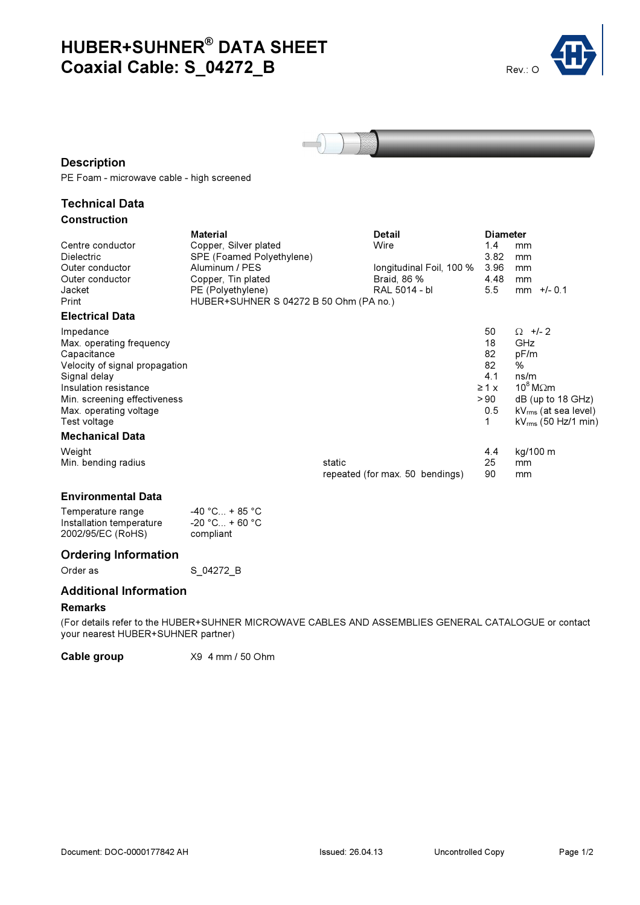# HUBER+SUHNER® DATA SHEET
# Coaxial Cable: S_04272_B

Rev.: O

## Description

PE Foam - microwave cable - high screened

## Technical Data

### Construction

| | Material | Detail | Diameter | |
|---|---|---|---|---|
| Centre conductor | Copper, Silver plated | Wire | 1.4 | mm |
| Dielectric | SPE (Foamed Polyethylene) | | 3.82 | mm |
| Outer conductor | Aluminum / PES | longitudinal Foil, 100 % | 3.96 | mm |
| Outer conductor | Copper, Tin plated | Braid, 86 % | 4.48 | mm |
| Jacket | PE (Polyethylene) | RAL 5014 - bl | 5.5 | mm +/- 0.1 |
| Print | HUBER+SUHNER S 04272 B 50 Ohm (PA no.) | | | |

### Electrical Data

| | | |
|---|---|---|
| Impedance | 50 | Ω +/- 2 |
| Max. operating frequency | 18 | GHz |
| Capacitance | 82 | pF/m |
| Velocity of signal propagation | 82 | % |
| Signal delay | 4.1 | ns/m |
| Insulation resistance | ≥ 1 x | $10^8$ MΩm |
| Min. screening effectiveness | > 90 | dB (up to 18 GHz) |
| Max. operating voltage | 0.5 | $kV_{rms}$ (at sea level) |
| Test voltage | 1 | $kV_{rms}$ (50 Hz/1 min) |

### Mechanical Data

| | | | |
|---|---|---|---|
| Weight | | 4.4 | kg/100 m |
| Min. bending radius | static | 25 | mm |
| | repeated (for max. 50 bendings) | 90 | mm |

### Environmental Data

| | |
|---|---|
| Temperature range | -40 °C... + 85 °C |
| Installation temperature | -20 °C... + 60 °C |
| 2002/95/EC (RoHS) | compliant |

## Ordering Information

Order as S_04272_B

## Additional Information

### Remarks

(For details refer to the HUBER+SUHNER MICROWAVE CABLES AND ASSEMBLIES GENERAL CATALOGUE or contact your nearest HUBER+SUHNER partner)

**Cable group** X9 4 mm / 50 Ohm

Document: DOC-0000177842 AH Issued: 26.04.13 Uncontrolled Copy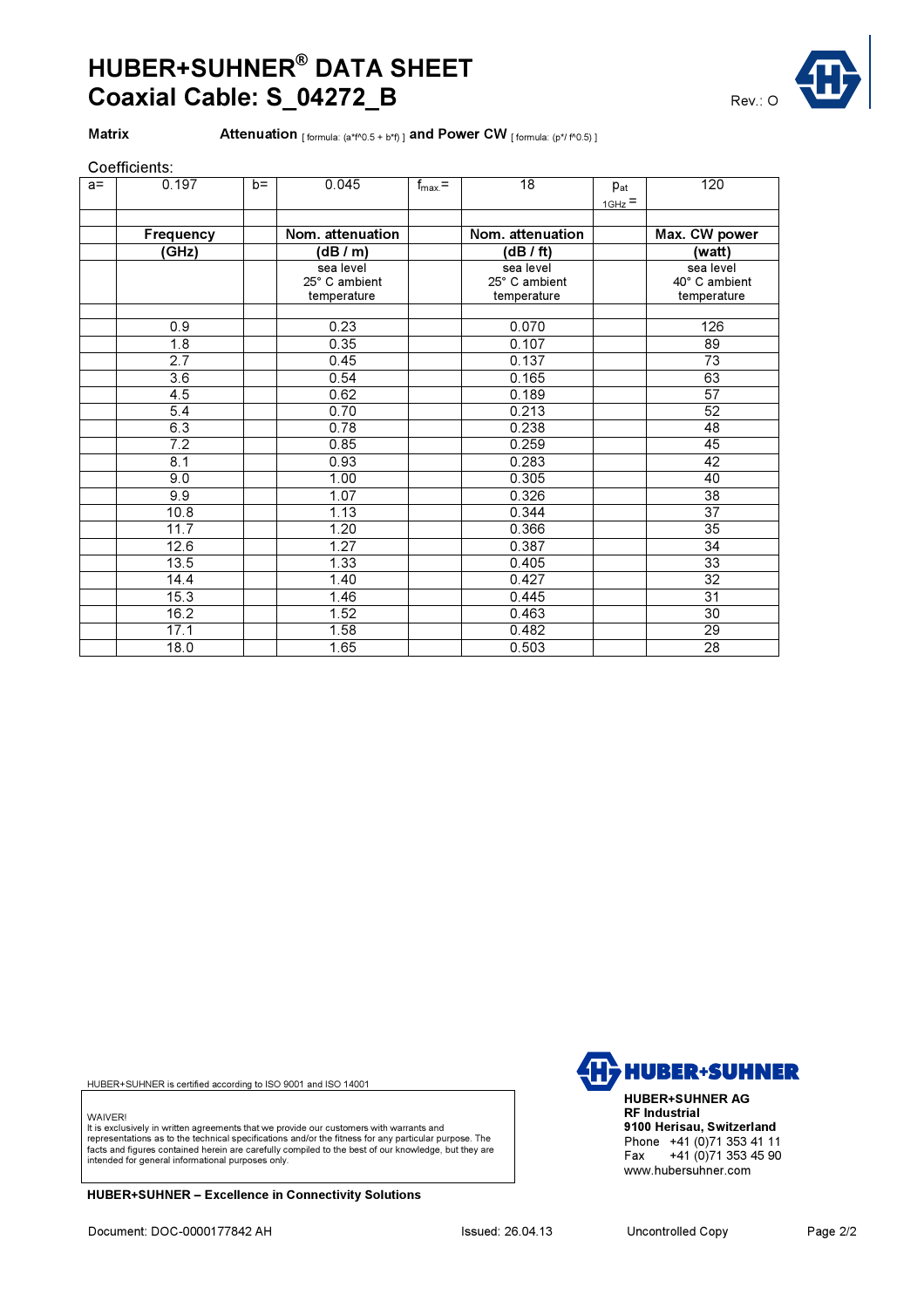# HUBER+SUHNER® DATA SHEET
# Coaxial Cable: S_04272_B

Rev.: O

**Matrix** **Attenuation** [ formula: (a*f^0.5 + b*f) ] **and Power CW** [ formula: (p*/ f^0.5) ]

Coefficients:

| a= | 0.197 | b= | 0.045 | $f_{max.}$= | 18 | $p_{at\ 1GHz}$ = | 120 |
|---|---|---|---|---|---|---|---|
| | | | | | | | |
| | **Frequency** | | **Nom. attenuation** | | **Nom. attenuation** | | **Max. CW power** |
| | **(GHz)** | | **(dB / m)** | | **(dB / ft)** | | **(watt)** |
| | | | sea level 25° C ambient temperature | | sea level 25° C ambient temperature | | sea level 40° C ambient temperature |
| | | | | | | | |
| | 0.9 | | 0.23 | | 0.070 | | 126 |
| | 1.8 | | 0.35 | | 0.107 | | 89 |
| | 2.7 | | 0.45 | | 0.137 | | 73 |
| | 3.6 | | 0.54 | | 0.165 | | 63 |
| | 4.5 | | 0.62 | | 0.189 | | 57 |
| | 5.4 | | 0.70 | | 0.213 | | 52 |
| | 6.3 | | 0.78 | | 0.238 | | 48 |
| | 7.2 | | 0.85 | | 0.259 | | 45 |
| | 8.1 | | 0.93 | | 0.283 | | 42 |
| | 9.0 | | 1.00 | | 0.305 | | 40 |
| | 9.9 | | 1.07 | | 0.326 | | 38 |
| | 10.8 | | 1.13 | | 0.344 | | 37 |
| | 11.7 | | 1.20 | | 0.366 | | 35 |
| | 12.6 | | 1.27 | | 0.387 | | 34 |
| | 13.5 | | 1.33 | | 0.405 | | 33 |
| | 14.4 | | 1.40 | | 0.427 | | 32 |
| | 15.3 | | 1.46 | | 0.445 | | 31 |
| | 16.2 | | 1.52 | | 0.463 | | 30 |
| | 17.1 | | 1.58 | | 0.482 | | 29 |
| | 18.0 | | 1.65 | | 0.503 | | 28 |

HUBER+SUHNER is certified according to ISO 9001 and ISO 14001

WAIVER!
It is exclusively in written agreements that we provide our customers with warrants and representations as to the technical specifications and/or the fitness for any particular purpose. The facts and figures contained herein are carefully compiled to the best of our knowledge, but they are intended for general informational purposes only.

**HUBER+SUHNER – Excellence in Connectivity Solutions**

**HUBER+SUHNER AG**
**RF Industrial**
**9100 Herisau, Switzerland**
Phone +41 (0)71 353 41 11
Fax +41 (0)71 353 45 90
www.hubersuhner.com

Document: DOC-0000177842 AH Issued: 26.04.13 Uncontrolled Copy